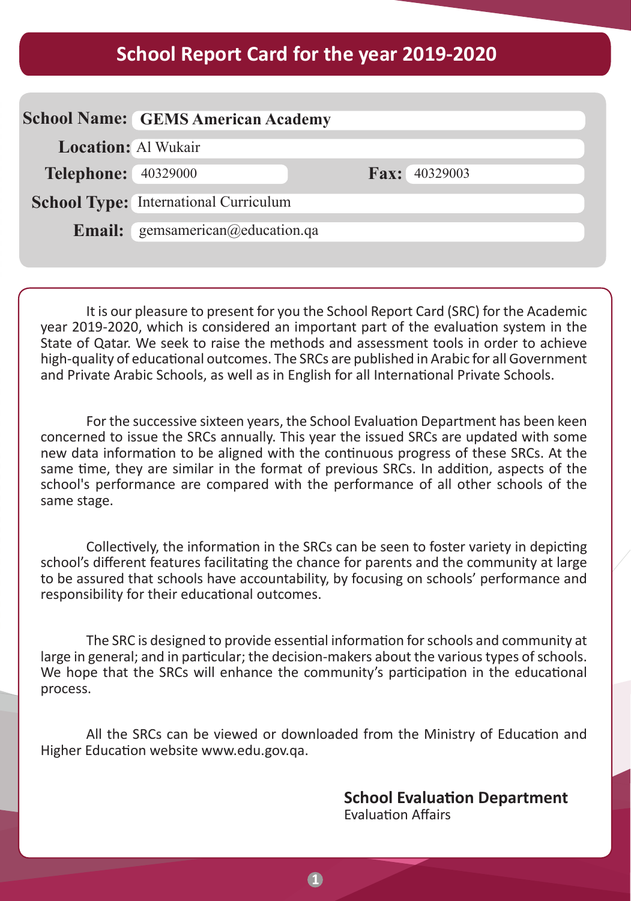# School Report Card for the year 2019-2020

**School Name:** GEMS American Academy

**Location:** Al Wukair

**Telephone:** 40329000 **Fax:** 40329003

**School Type:** International Curriculum

**Email:** gemsamerican@education.qa

It is our pleasure to present for you the School Report Card (SRC) for the Academic year 2019-2020, which is considered an important part of the evaluation system in the State of Qatar. We seek to raise the methods and assessment tools in order to achieve high-quality of educational outcomes. The SRCs are published in Arabic for all Government and Private Arabic Schools, as well as in English for all International Private Schools.

For the successive sixteen years, the School Evaluation Department has been keen concerned to issue the SRCs annually. This year the issued SRCs are updated with some new data information to be aligned with the continuous progress of these SRCs. At the same time, they are similar in the format of previous SRCs. In addition, aspects of the school's performance are compared with the performance of all other schools of the same stage.

Collectively, the information in the SRCs can be seen to foster variety in depicting school's different features facilitating the chance for parents and the community at large to be assured that schools have accountability, by focusing on schools' performance and responsibility for their educational outcomes.

The SRC is designed to provide essential information for schools and community at large in general; and in particular; the decision-makers about the various types of schools. We hope that the SRCs will enhance the community's participation in the educational process.

All the SRCs can be viewed or downloaded from the Ministry of Education and Higher Education website www.edu.gov.qa.

**School Evaluation Department**
Evaluation Affairs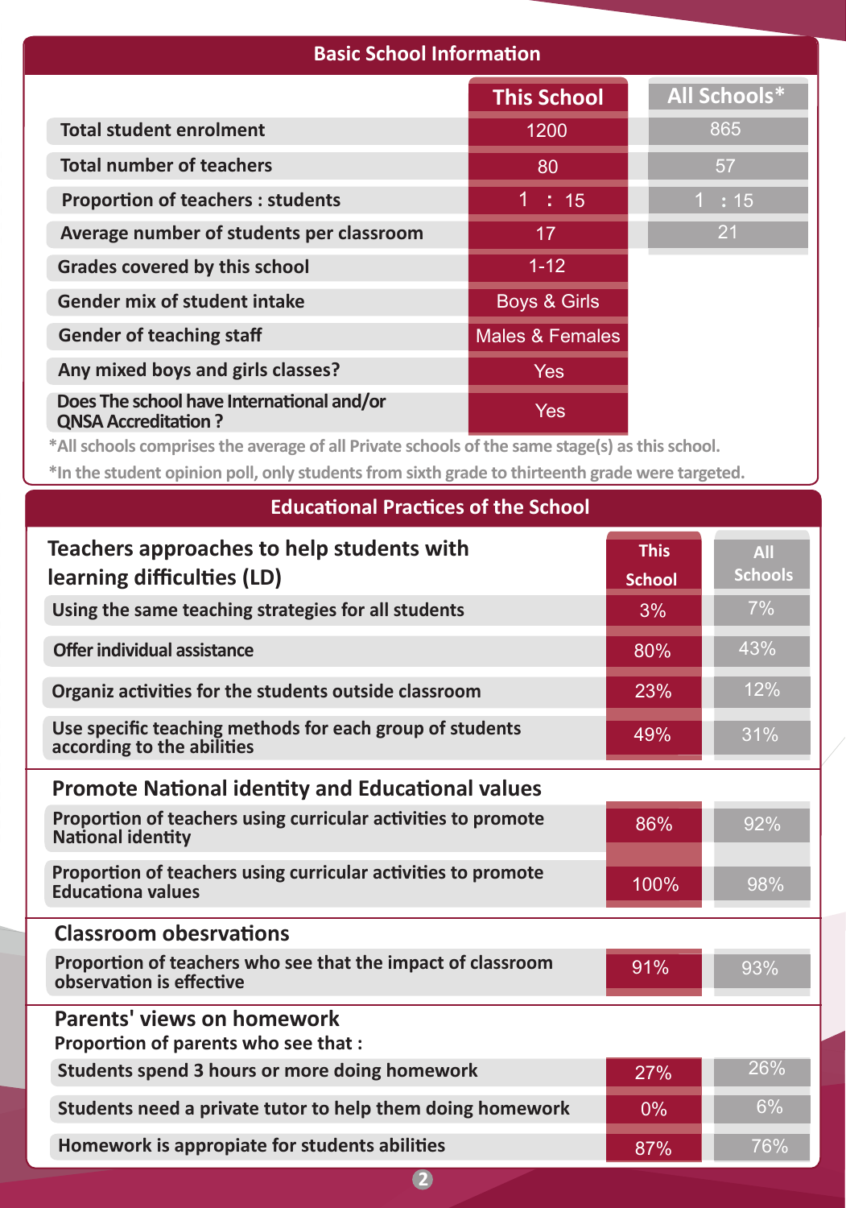## Basic School Information

| | This School | All Schools* |
|---|---|---|
| Total student enrolment | 1200 | 865 |
| Total number of teachers | 80 | 57 |
| Proportion of teachers : students | 1 : 15 | 1 : 15 |
| Average number of students per classroom | 17 | 21 |
| Grades covered by this school | 1-12 | |
| Gender mix of student intake | Boys & Girls | |
| Gender of teaching staff | Males & Females | |
| Any mixed boys and girls classes? | Yes | |
| Does The school have International and/or QNSA Accreditation ? | Yes | |

*All schools comprises the average of all Private schools of the same stage(s) as this school.

*In the student opinion poll, only students from sixth grade to thirteenth grade were targeted.

## Educational Practices of the School

| Teachers approaches to help students with learning difficulties (LD) | This School | All Schools |
|---|---|---|
| Using the same teaching strategies for all students | 3% | 7% |
| Offer individual assistance | 80% | 43% |
| Organiz activities for the students outside classroom | 23% | 12% |
| Use specific teaching methods for each group of students according to the abilities | 49% | 31% |
| **Promote National identity and Educational values** | | |
| Proportion of teachers using curricular activities to promote National identity | 86% | 92% |
| Proportion of teachers using curricular activities to promote Educationa values | 100% | 98% |
| **Classroom obesrvations** | | |
| Proportion of teachers who see that the impact of classroom observation is effective | 91% | 93% |
| **Parents' views on homework** — Proportion of parents who see that : | | |
| Students spend 3 hours or more doing homework | 27% | 26% |
| Students need a private tutor to help them doing homework | 0% | 6% |
| Homework is appropiate for students abilities | 87% | 76% |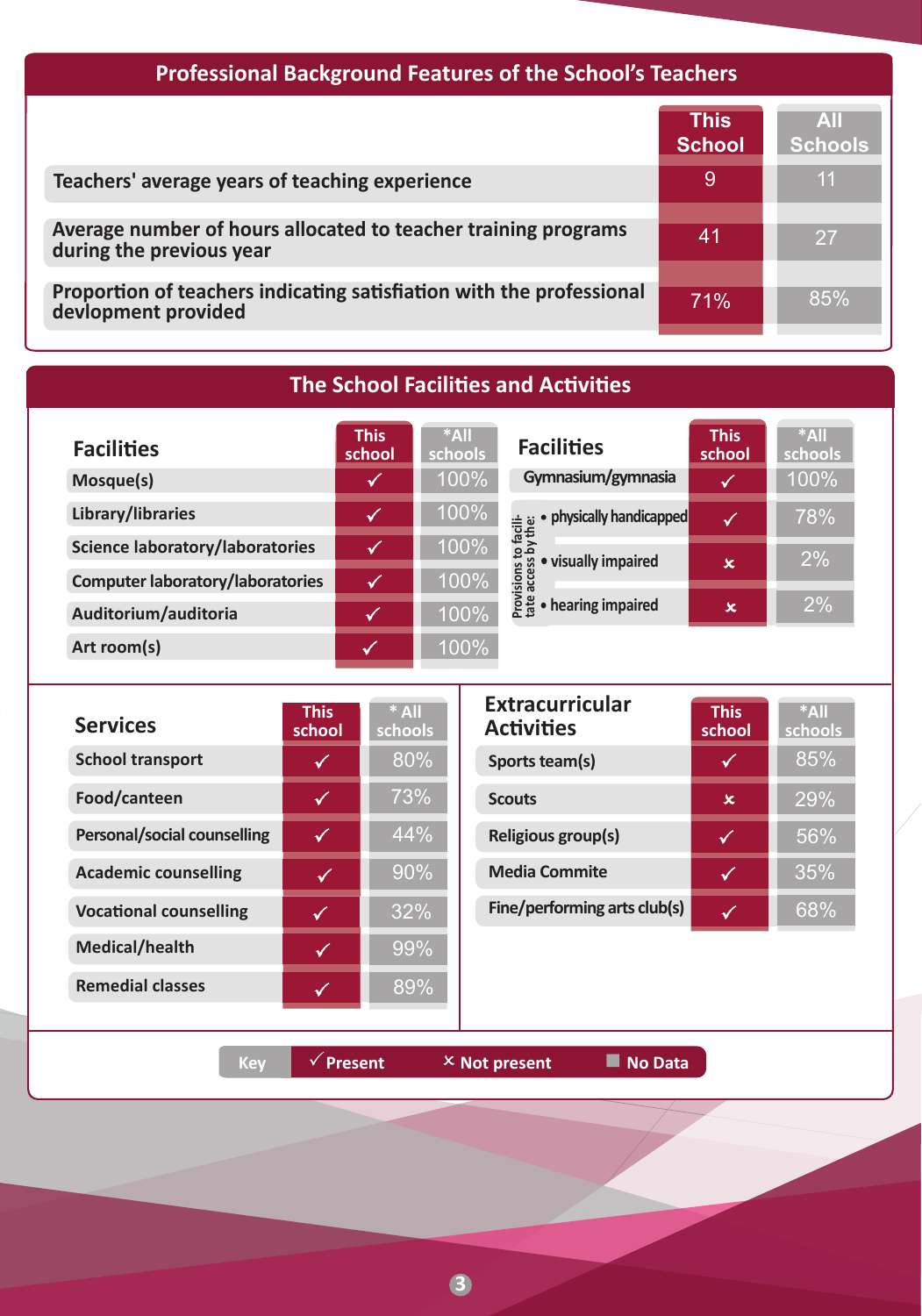## Professional Background Features of the School's Teachers

| | This School | All Schools |
|---|---|---|
| Teachers' average years of teaching experience | 9 | 11 |
| Average number of hours allocated to teacher training programs during the previous year | 41 | 27 |
| Proportion of teachers indicating satisfiation with the professional devlopment provided | 71% | 85% |

## The School Facilities and Activities

| Facilities | This school | *All schools |
|---|---|---|
| Mosque(s) | ✓ | 100% |
| Library/libraries | ✓ | 100% |
| Science laboratory/laboratories | ✓ | 100% |
| Computer laboratory/laboratories | ✓ | 100% |
| Auditorium/auditoria | ✓ | 100% |
| Art room(s) | ✓ | 100% |

| Facilities | This school | *All schools |
|---|---|---|
| Gymnasium/gymnasia | ✓ | 100% |
| Provisions to facilitate access by the: • physically handicapped | ✓ | 78% |
| Provisions to facilitate access by the: • visually impaired | × | 2% |
| Provisions to facilitate access by the: • hearing impaired | × | 2% |

| Services | This school | * All schools |
|---|---|---|
| School transport | ✓ | 80% |
| Food/canteen | ✓ | 73% |
| Personal/social counselling | ✓ | 44% |
| Academic counselling | ✓ | 90% |
| Vocational counselling | ✓ | 32% |
| Medical/health | ✓ | 99% |
| Remedial classes | ✓ | 89% |

| Extracurricular Activities | This school | *All schools |
|---|---|---|
| Sports team(s) | ✓ | 85% |
| Scouts | × | 29% |
| Religious group(s) | ✓ | 56% |
| Media Commite | ✓ | 35% |
| Fine/performing arts club(s) | ✓ | 68% |

**Key:** ✓ Present × Not present ■ No Data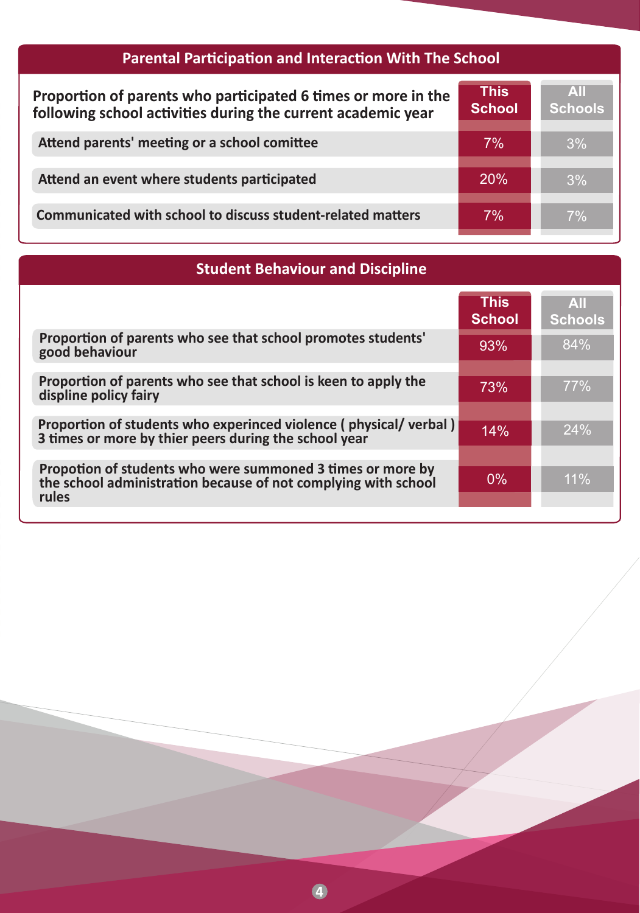## Parental Participation and Interaction With The School

| Proportion of parents who participated 6 times or more in the following school activities during the current academic year | This School | All Schools |
|---|---|---|
| Attend parents' meeting or a school comittee | 7% | 3% |
| Attend an event where students participated | 20% | 3% |
| Communicated with school to discuss student-related matters | 7% | 7% |

## Student Behaviour and Discipline

| | This School | All Schools |
|---|---|---|
| Proportion of parents who see that school promotes students' good behaviour | 93% | 84% |
| Proportion of parents who see that school is keen to apply the displine policy fairy | 73% | 77% |
| Proportion of students who experinced violence ( physical/ verbal ) 3 times or more by thier peers during the school year | 14% | 24% |
| Propotion of students who were summoned 3 times or more by the school administration because of not complying with school rules | 0% | 11% |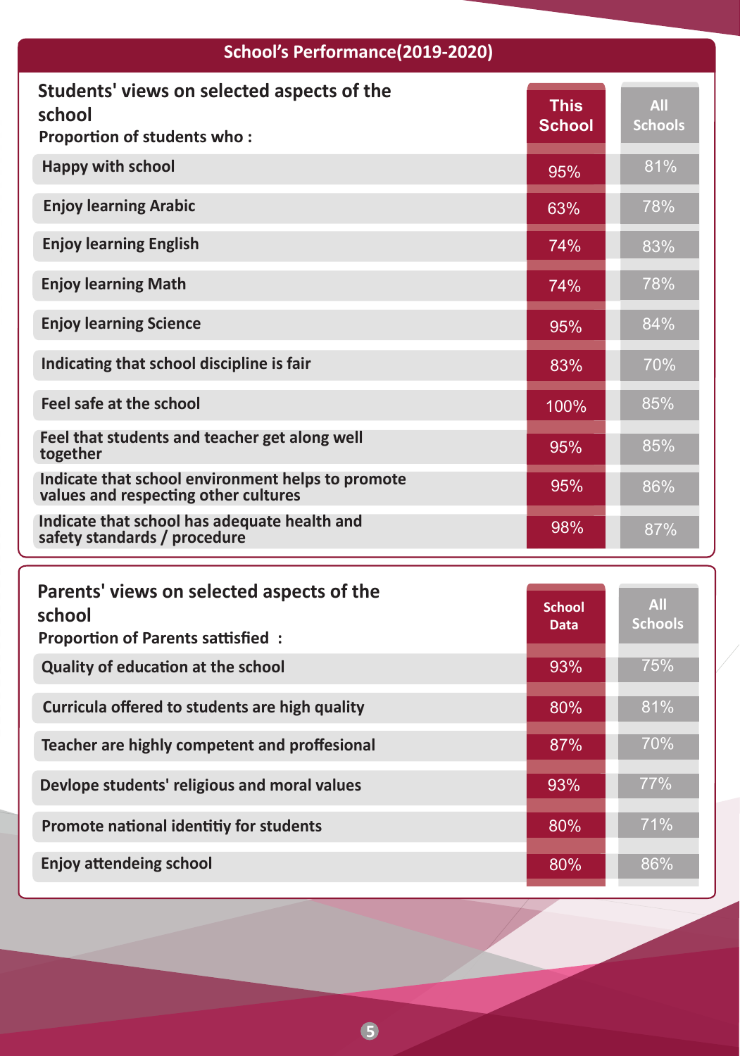## School's Performance(2019-2020)

| Students' views on selected aspects of the school<br>Proportion of students who : | This School | All Schools |
|---|---|---|
| Happy with school | 95% | 81% |
| Enjoy learning Arabic | 63% | 78% |
| Enjoy learning English | 74% | 83% |
| Enjoy learning Math | 74% | 78% |
| Enjoy learning Science | 95% | 84% |
| Indicating that school discipline is fair | 83% | 70% |
| Feel safe at the school | 100% | 85% |
| Feel that students and teacher get along well together | 95% | 85% |
| Indicate that school environment helps to promote values and respecting other cultures | 95% | 86% |
| Indicate that school has adequate health and safety standards / procedure | 98% | 87% |

| Parents' views on selected aspects of the school<br>Proportion of Parents sattisfied : | School Data | All Schools |
|---|---|---|
| Quality of education at the school | 93% | 75% |
| Curricula offered to students are high quality | 80% | 81% |
| Teacher are highly competent and proffesional | 87% | 70% |
| Devlope students' religious and moral values | 93% | 77% |
| Promote national identitiy for students | 80% | 71% |
| Enjoy attendeing school | 80% | 86% |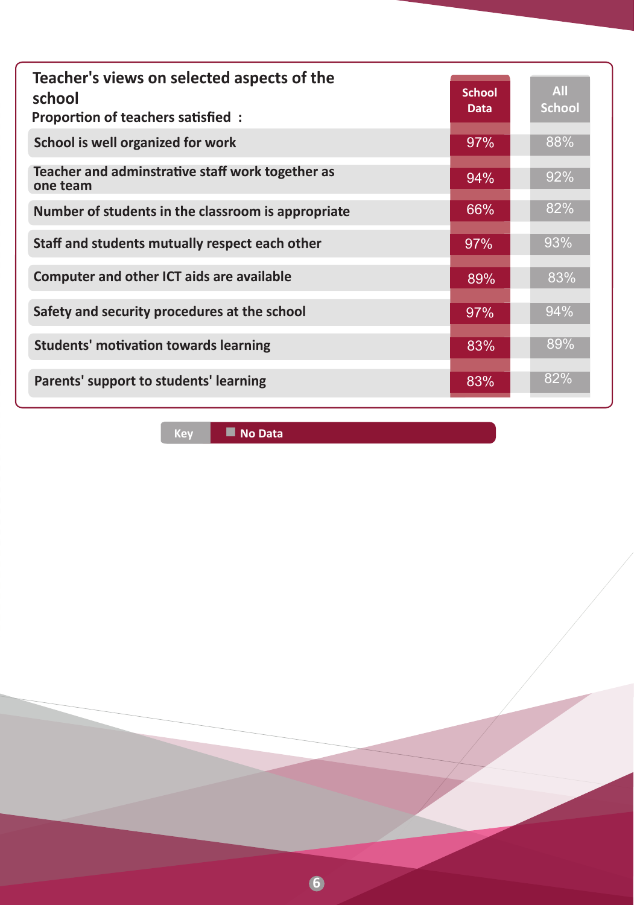## Teacher's views on selected aspects of the school

**Proportion of teachers satisfied :**

| | School Data | All School |
|---|---|---|
| School is well organized for work | 97% | 88% |
| Teacher and adminstrative staff work together as one team | 94% | 92% |
| Number of students in the classroom is appropriate | 66% | 82% |
| Staff and students mutually respect each other | 97% | 93% |
| Computer and other ICT aids are available | 89% | 83% |
| Safety and security procedures at the school | 97% | 94% |
| Students' motivation towards learning | 83% | 89% |
| Parents' support to students' learning | 83% | 82% |

**Key** ■ **No Data**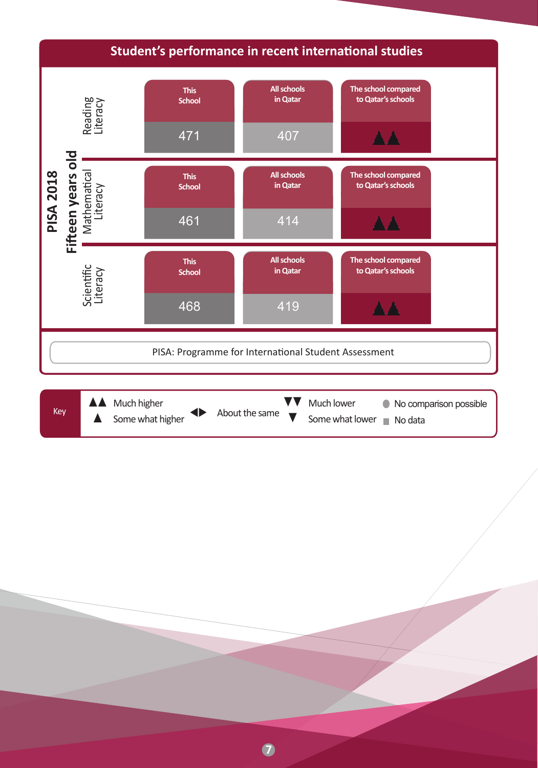## Student's performance in recent international studies

**PISA 2018**
**Fifteen years old**

| | This School | All schools in Qatar | The school compared to Qatar's schools |
|---|---|---|---|
| Reading Literacy | 471 | 407 | ▲▲ |
| Mathematical Literacy | 461 | 414 | ▲▲ |
| Scientific Literacy | 468 | 419 | ▲▲ |

PISA: Programme for International Student Assessment

**Key**

- ▲▲ Much higher
- ▲ Some what higher
- ◀▶ About the same
- ▼▼ Much lower
- ▼ Some what lower
- ● No comparison possible
- ■ No data